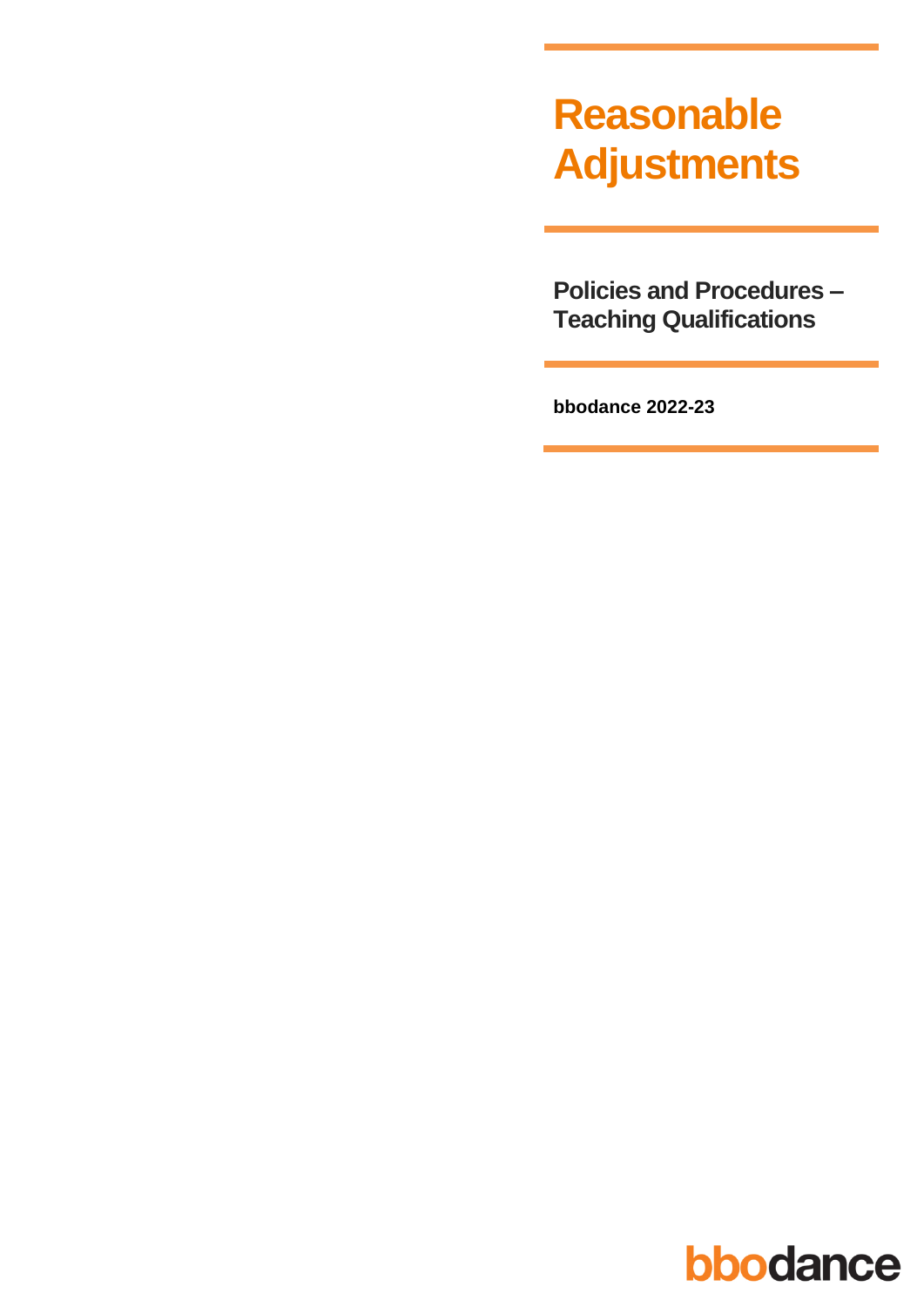# Reasonable Adjustments

**Policies and Procedures – Teaching Qualifications**

**bbodance 2022-23**

bbodance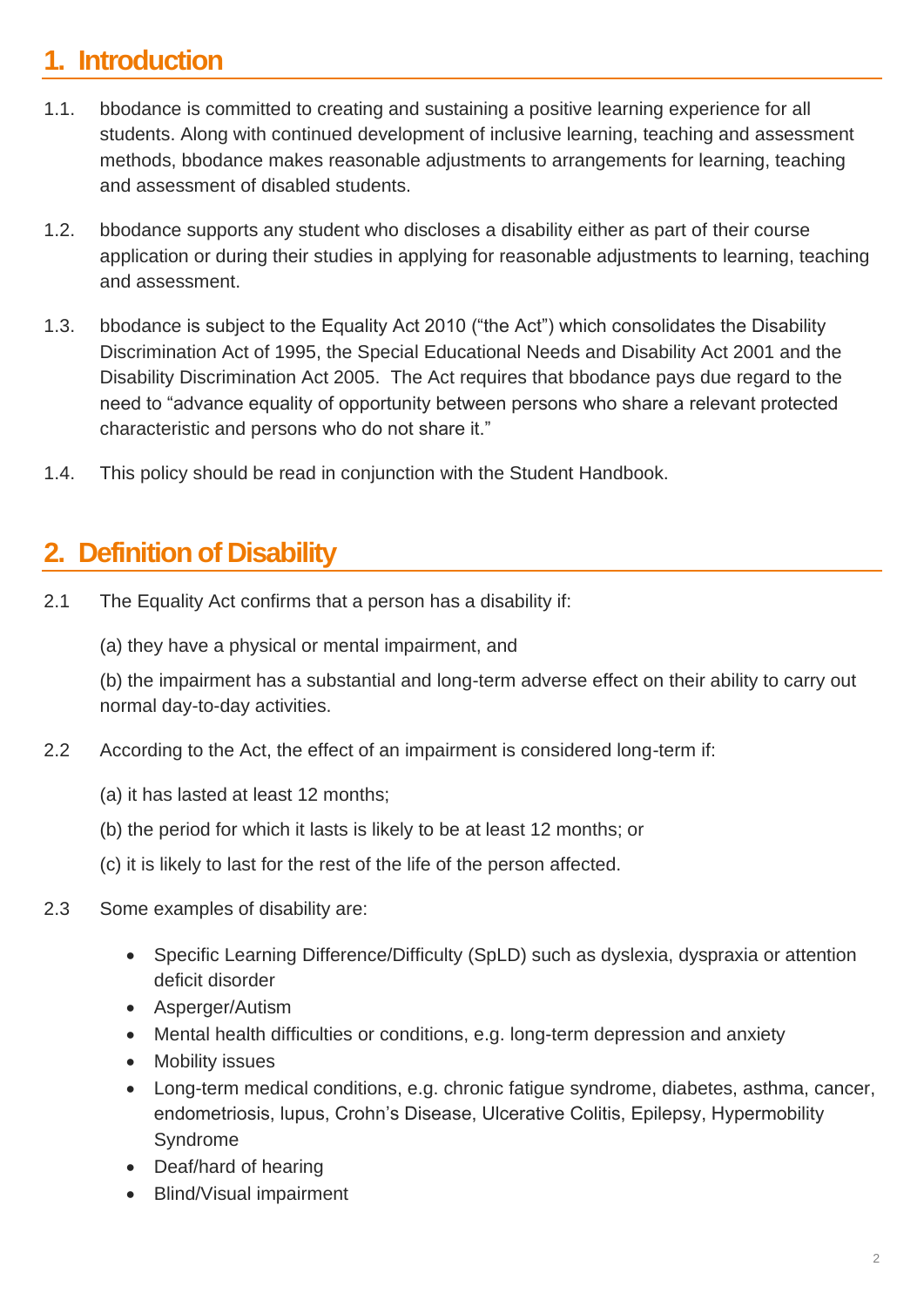## 1. Introduction

1.1. bbodance is committed to creating and sustaining a positive learning experience for all students. Along with continued development of inclusive learning, teaching and assessment methods, bbodance makes reasonable adjustments to arrangements for learning, teaching and assessment of disabled students.

1.2. bbodance supports any student who discloses a disability either as part of their course application or during their studies in applying for reasonable adjustments to learning, teaching and assessment.

1.3. bbodance is subject to the Equality Act 2010 ("the Act") which consolidates the Disability Discrimination Act of 1995, the Special Educational Needs and Disability Act 2001 and the Disability Discrimination Act 2005. The Act requires that bbodance pays due regard to the need to "advance equality of opportunity between persons who share a relevant protected characteristic and persons who do not share it."

1.4. This policy should be read in conjunction with the Student Handbook.

## 2. Definition of Disability

2.1 The Equality Act confirms that a person has a disability if:

(a) they have a physical or mental impairment, and

(b) the impairment has a substantial and long-term adverse effect on their ability to carry out normal day-to-day activities.

2.2 According to the Act, the effect of an impairment is considered long-term if:

(a) it has lasted at least 12 months;

(b) the period for which it lasts is likely to be at least 12 months; or

(c) it is likely to last for the rest of the life of the person affected.

2.3 Some examples of disability are:

- Specific Learning Difference/Difficulty (SpLD) such as dyslexia, dyspraxia or attention deficit disorder
- Asperger/Autism
- Mental health difficulties or conditions, e.g. long-term depression and anxiety
- Mobility issues
- Long-term medical conditions, e.g. chronic fatigue syndrome, diabetes, asthma, cancer, endometriosis, lupus, Crohn's Disease, Ulcerative Colitis, Epilepsy, Hypermobility Syndrome
- Deaf/hard of hearing
- Blind/Visual impairment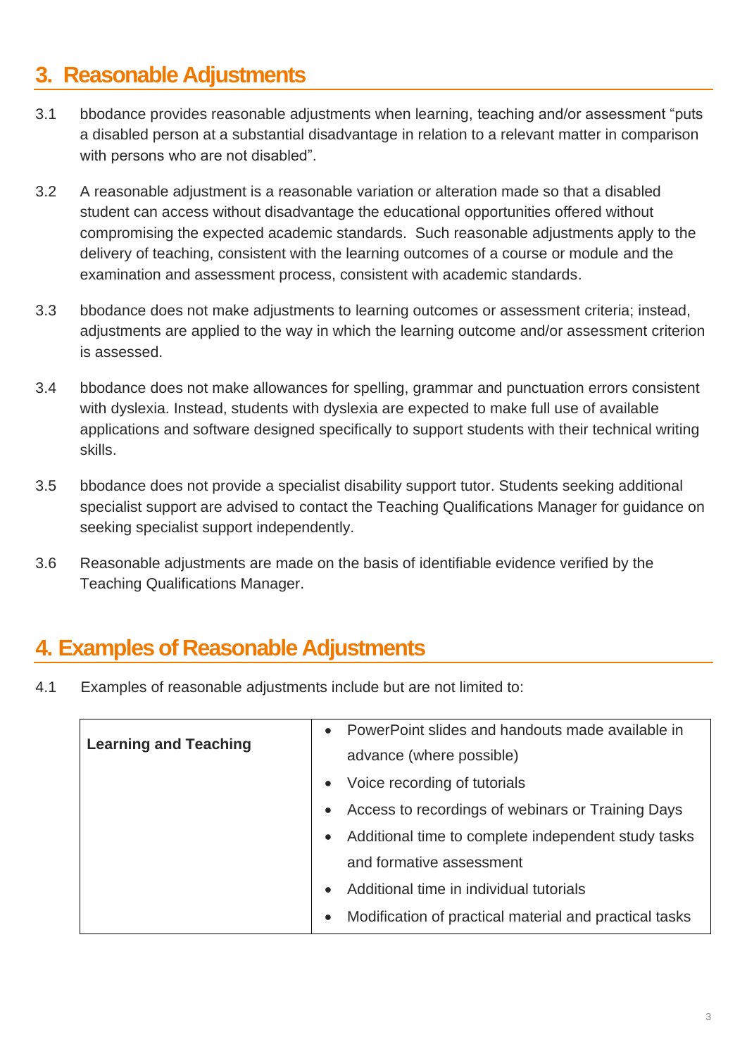## 3. Reasonable Adjustments

3.1 bbodance provides reasonable adjustments when learning, teaching and/or assessment "puts a disabled person at a substantial disadvantage in relation to a relevant matter in comparison with persons who are not disabled".

3.2 A reasonable adjustment is a reasonable variation or alteration made so that a disabled student can access without disadvantage the educational opportunities offered without compromising the expected academic standards. Such reasonable adjustments apply to the delivery of teaching, consistent with the learning outcomes of a course or module and the examination and assessment process, consistent with academic standards.

3.3 bbodance does not make adjustments to learning outcomes or assessment criteria; instead, adjustments are applied to the way in which the learning outcome and/or assessment criterion is assessed.

3.4 bbodance does not make allowances for spelling, grammar and punctuation errors consistent with dyslexia. Instead, students with dyslexia are expected to make full use of available applications and software designed specifically to support students with their technical writing skills.

3.5 bbodance does not provide a specialist disability support tutor. Students seeking additional specialist support are advised to contact the Teaching Qualifications Manager for guidance on seeking specialist support independently.

3.6 Reasonable adjustments are made on the basis of identifiable evidence verified by the Teaching Qualifications Manager.

## 4. Examples of Reasonable Adjustments

4.1 Examples of reasonable adjustments include but are not limited to:

| **Learning and Teaching** | • PowerPoint slides and handouts made available in advance (where possible)<br>• Voice recording of tutorials<br>• Access to recordings of webinars or Training Days<br>• Additional time to complete independent study tasks and formative assessment<br>• Additional time in individual tutorials<br>• Modification of practical material and practical tasks |
|---|---|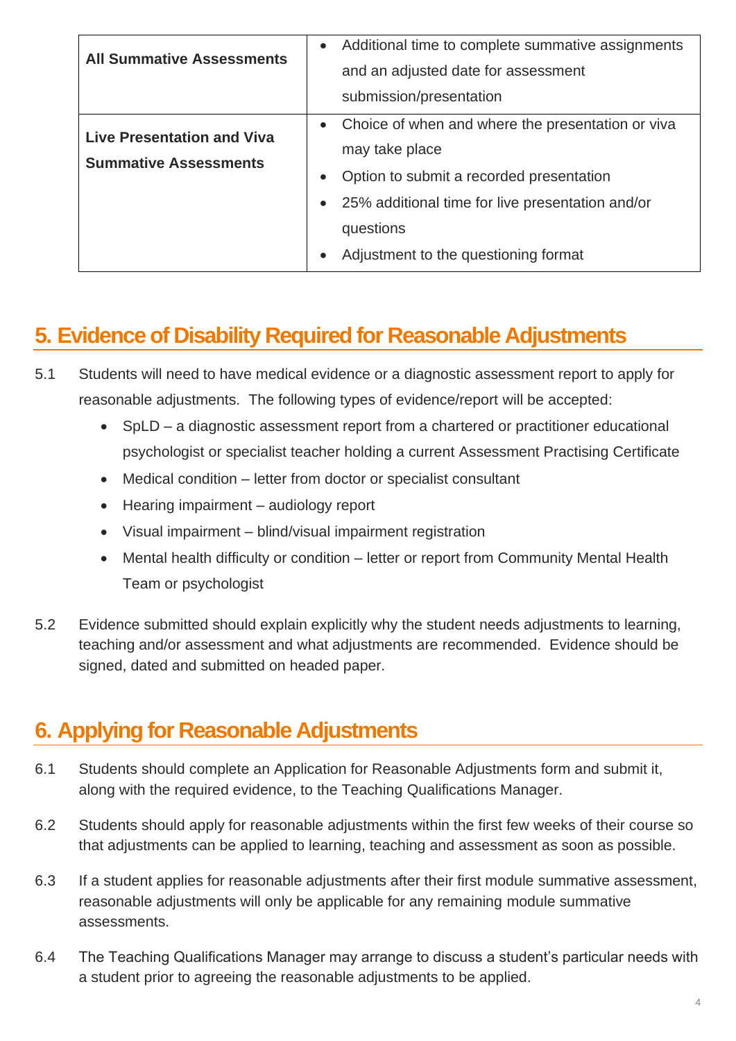| All Summative Assessments | • Additional time to complete summative assignments and an adjusted date for assessment submission/presentation |
|---|---|
| **Live Presentation and Viva Summative Assessments** | • Choice of when and where the presentation or viva may take place<br>• Option to submit a recorded presentation<br>• 25% additional time for live presentation and/or questions<br>• Adjustment to the questioning format |

## 5. Evidence of Disability Required for Reasonable Adjustments

5.1 Students will need to have medical evidence or a diagnostic assessment report to apply for reasonable adjustments. The following types of evidence/report will be accepted:

- SpLD – a diagnostic assessment report from a chartered or practitioner educational psychologist or specialist teacher holding a current Assessment Practising Certificate
- Medical condition – letter from doctor or specialist consultant
- Hearing impairment – audiology report
- Visual impairment – blind/visual impairment registration
- Mental health difficulty or condition – letter or report from Community Mental Health Team or psychologist

5.2 Evidence submitted should explain explicitly why the student needs adjustments to learning, teaching and/or assessment and what adjustments are recommended. Evidence should be signed, dated and submitted on headed paper.

## 6. Applying for Reasonable Adjustments

6.1 Students should complete an Application for Reasonable Adjustments form and submit it, along with the required evidence, to the Teaching Qualifications Manager.

6.2 Students should apply for reasonable adjustments within the first few weeks of their course so that adjustments can be applied to learning, teaching and assessment as soon as possible.

6.3 If a student applies for reasonable adjustments after their first module summative assessment, reasonable adjustments will only be applicable for any remaining module summative assessments.

6.4 The Teaching Qualifications Manager may arrange to discuss a student's particular needs with a student prior to agreeing the reasonable adjustments to be applied.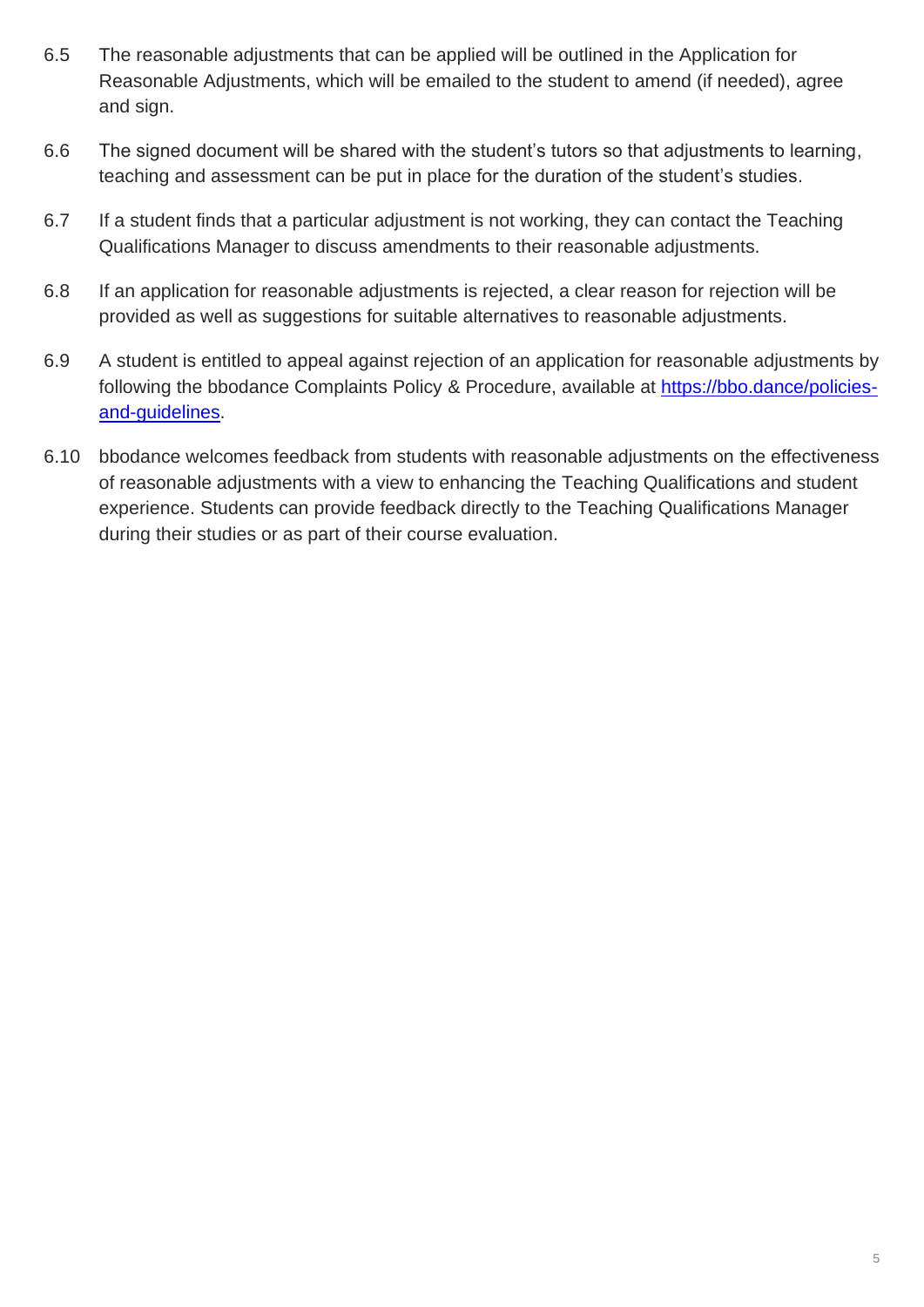6.5 The reasonable adjustments that can be applied will be outlined in the Application for Reasonable Adjustments, which will be emailed to the student to amend (if needed), agree and sign.

6.6 The signed document will be shared with the student's tutors so that adjustments to learning, teaching and assessment can be put in place for the duration of the student's studies.

6.7 If a student finds that a particular adjustment is not working, they can contact the Teaching Qualifications Manager to discuss amendments to their reasonable adjustments.

6.8 If an application for reasonable adjustments is rejected, a clear reason for rejection will be provided as well as suggestions for suitable alternatives to reasonable adjustments.

6.9 A student is entitled to appeal against rejection of an application for reasonable adjustments by following the bbodance Complaints Policy & Procedure, available at [https://bbo.dance/policies-and-guidelines](https://bbo.dance/policies-and-guidelines).

6.10 bbodance welcomes feedback from students with reasonable adjustments on the effectiveness of reasonable adjustments with a view to enhancing the Teaching Qualifications and student experience. Students can provide feedback directly to the Teaching Qualifications Manager during their studies or as part of their course evaluation.